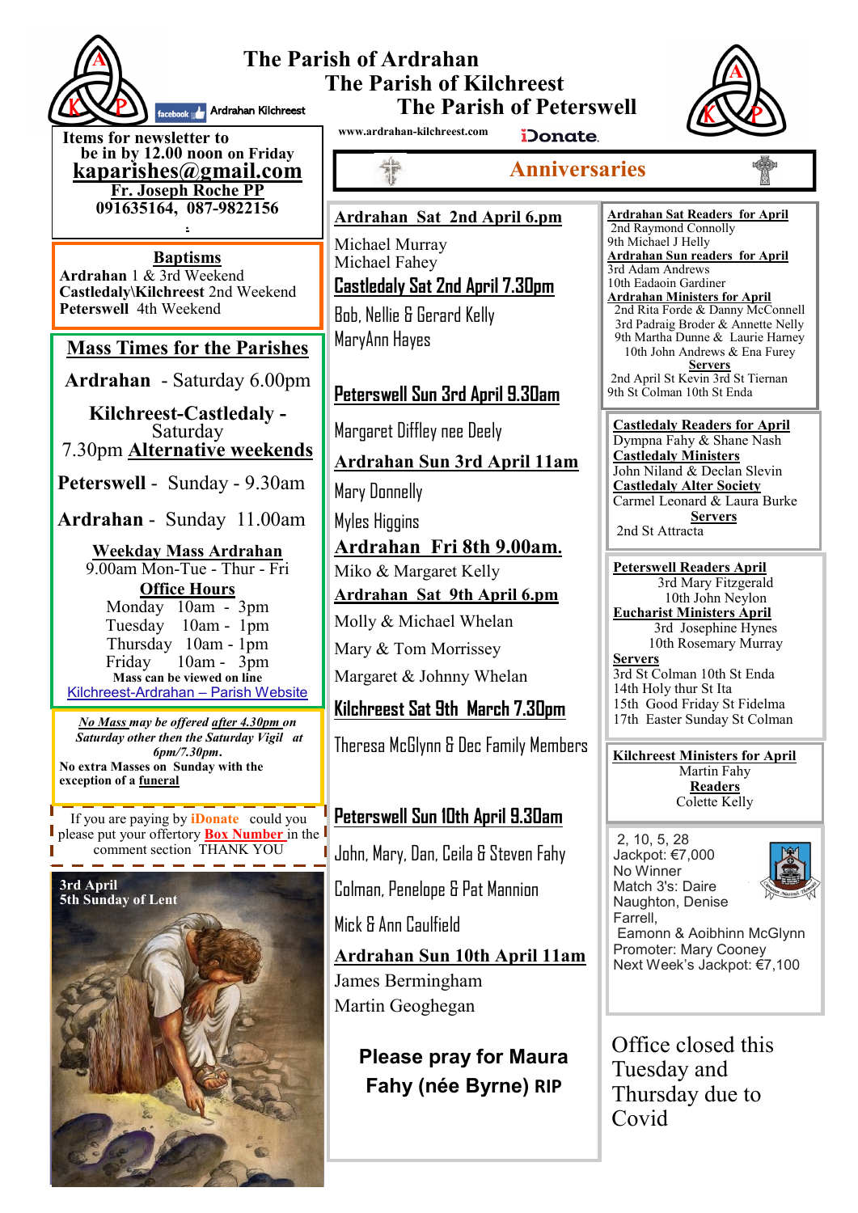# The Parish of Ardrahan
# The Parish of Kilchreest
# The Parish of Peterswell

Ardrahan Kilchreest

www.ardrahan-kilchreest.com

iDonate.

**Items for newsletter to be in by 12.00 noon on Friday**

**kaparishes@gmail.com**

**Fr. Joseph Roche PP**

**091635164, 087-9822156**

## Baptisms

**Ardrahan** 1 & 3rd Weekend
**Castledaly\Kilchreest** 2nd Weekend
**Peterswell** 4th Weekend

## Mass Times for the Parishes

**Ardrahan** - Saturday 6.00pm

**Kilchreest-Castledaly** - Saturday 7.30pm **Alternative weekends**

**Peterswell** - Sunday - 9.30am

**Ardrahan** - Sunday 11.00am

**Weekday Mass Ardrahan**
9.00am Mon-Tue - Thur - Fri

**Office Hours**

Monday 10am - 3pm
Tuesday 10am - 1pm
Thursday 10am - 1pm
Friday 10am - 3pm

**Mass can be viewed on line**
Kilchreest-Ardrahan – Parish Website

***No Mass may be offered after 4.30pm on Saturday other then the Saturday Vigil at 6pm/7.30pm.***
**No extra Masses on Sunday with the exception of a funeral**

If you are paying by **iDonate** could you please put your offertory **Box Number** in the comment section THANK YOU

**3rd April**
**5th Sunday of Lent**

## Anniversaries

**Ardrahan Sat 2nd April 6.pm**
Michael Murray
Michael Fahey

**Castledaly Sat 2nd April 7.30pm**
Bob, Nellie & Gerard Kelly
MaryAnn Hayes

**Peterswell Sun 3rd April 9.30am**
Margaret Diffley nee Deely

**Ardrahan Sun 3rd April 11am**
Mary Donnelly
Myles Higgins

**Ardrahan Fri 8th 9.00am.**
Miko & Margaret Kelly

**Ardrahan Sat 9th April 6.pm**
Molly & Michael Whelan
Mary & Tom Morrissey
Margaret & Johnny Whelan

**Kilchreest Sat 9th March 7.30pm**
Theresa McGlynn & Dec Family Members

**Peterswell Sun 10th April 9.30am**
John, Mary, Dan, Ceila & Steven Fahy
Colman, Penelope & Pat Mannion
Mick & Ann Caulfield

**Ardrahan Sun 10th April 11am**
James Bermingham
Martin Geoghegan

**Please pray for Maura Fahy (née Byrne) RIP**

**Ardrahan Sat Readers for April**
2nd Raymond Connolly
9th Michael J Helly

**Ardrahan Sun readers for April**
3rd Adam Andrews
10th Eadaoin Gardiner

**Ardrahan Ministers for April**
2nd Rita Forde & Danny McConnell
3rd Padraig Broder & Annette Nelly
9th Martha Dunne & Laurie Harney
10th John Andrews & Ena Furey

**Servers**
2nd April St Kevin 3rd St Tiernan
9th St Colman 10th St Enda

**Castledaly Readers for April**
Dympna Fahy & Shane Nash

**Castledaly Ministers**
John Niland & Declan Slevin

**Castledaly Alter Society**
Carmel Leonard & Laura Burke

**Servers**
2nd St Attracta

**Peterswell Readers April**
3rd Mary Fitzgerald
10th John Neylon

**Eucharist Ministers April**
3rd Josephine Hynes
10th Rosemary Murray

**Servers**
3rd St Colman 10th St Enda
14th Holy thur St Ita
15th Good Friday St Fidelma
17th Easter Sunday St Colman

**Kilchreest Ministers for April**
Martin Fahy

**Readers**
Colette Kelly

2, 10, 5, 28
Jackpot: €7,000
No Winner
Match 3's: Daire Naughton, Denise Farrell,
Eamonn & Aoibhinn McGlynn
Promoter: Mary Cooney
Next Week's Jackpot: €7,100

Office closed this Tuesday and Thursday due to Covid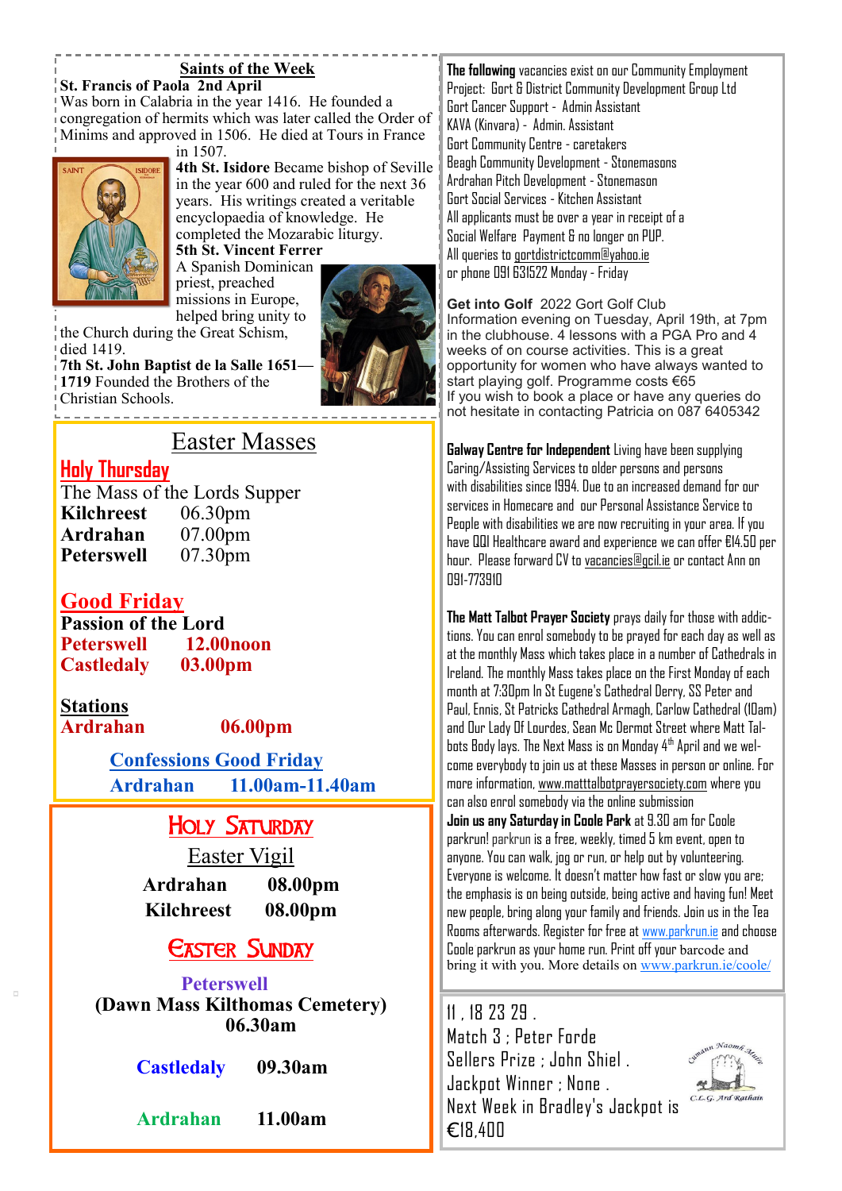## Saints of the Week

**St. Francis of Paola 2nd April**
Was born in Calabria in the year 1416. He founded a congregation of hermits which was later called the Order of Minims and approved in 1506. He died at Tours in France in 1507.

**4th St. Isidore** Became bishop of Seville in the year 600 and ruled for the next 36 years. His writings created a veritable encyclopaedia of knowledge. He completed the Mozarabic liturgy.

**5th St. Vincent Ferrer**
A Spanish Dominican priest, preached missions in Europe, helped bring unity to the Church during the Great Schism, died 1419.

**7th St. John Baptist de la Salle 1651—1719** Founded the Brothers of the Christian Schools.

## Easter Masses

### Holy Thursday

The Mass of the Lords Supper

**Kilchreest** 06.30pm
**Ardrahan** 07.00pm
**Peterswell** 07.30pm

### Good Friday

**Passion of the Lord**

**Peterswell** 12.00noon
**Castledaly** 03.00pm

**Stations**

**Ardrahan** 06.00pm

**Confessions Good Friday**

**Ardrahan** 11.00am-11.40am

### Holy Saturday

Easter Vigil

**Ardrahan** 08.00pm
**Kilchreest** 08.00pm

### Easter Sunday

**Peterswell**
**(Dawn Mass Kilthomas Cemetery)**
**06.30am**

**Castledaly** 09.30am

**Ardrahan** 11.00am

**The following** vacancies exist on our Community Employment Project: Gort & District Community Development Group Ltd
Gort Cancer Support - Admin Assistant
KAVA (Kinvara) - Admin. Assistant
Gort Community Centre - caretakers
Beagh Community Development - Stonemasons
Ardrahan Pitch Development - Stonemason
Gort Social Services - Kitchen Assistant
All applicants must be over a year in receipt of a Social Welfare Payment & no longer on PUP.
All queries to gortdistrictcomm@yahoo.ie or phone 091 631522 Monday - Friday

**Get into Golf** 2022 Gort Golf Club
Information evening on Tuesday, April 19th, at 7pm in the clubhouse. 4 lessons with a PGA Pro and 4 weeks of on course activities. This is a great opportunity for women who have always wanted to start playing golf. Programme costs €65
If you wish to book a place or have any queries do not hesitate in contacting Patricia on 087 6405342

**Galway Centre for Independent** Living have been supplying Caring/Assisting Services to older persons and persons with disabilities since 1994. Due to an increased demand for our services in Homecare and our Personal Assistance Service to People with disabilities we are now recruiting in your area. If you have QQI Healthcare award and experience we can offer €14.50 per hour. Please forward CV to vacancies@gcil.ie or contact Ann on 091-773910

**The Matt Talbot Prayer Society** prays daily for those with addictions. You can enrol somebody to be prayed for each day as well as at the monthly Mass which takes place in a number of Cathedrals in Ireland. The monthly Mass takes place on the First Monday of each month at 7:30pm In St Eugene's Cathedral Derry, SS Peter and Paul, Ennis, St Patricks Cathedral Armagh, Carlow Cathedral (10am) and Our Lady Of Lourdes, Sean Mc Dermot Street where Matt Talbots Body lays. The Next Mass is on Monday 4th April and we welcome everybody to join us at these Masses in person or online. For more information, www.matttalbotprayersociety.com where you can also enrol somebody via the online submission

**Join us any Saturday in Coole Park** at 9.30 am for Coole parkrun! parkrun is a free, weekly, timed 5 km event, open to anyone. You can walk, jog or run, or help out by volunteering. Everyone is welcome. It doesn't matter how fast or slow you are; the emphasis is on being outside, being active and having fun! Meet new people, bring along your family and friends. Join us in the Tea Rooms afterwards. Register for free at www.parkrun.ie and choose Coole parkrun as your home run. Print off your barcode and bring it with you. More details on www.parkrun.ie/coole/

11 , 18 23 29 .
Match 3 ; Peter Forde
Sellers Prize ; John Shiel .
Jackpot Winner ; None .
Next Week in Bradley's Jackpot is €18,400

Cumann Naomh Muire
C.L.G. Ard Raithin